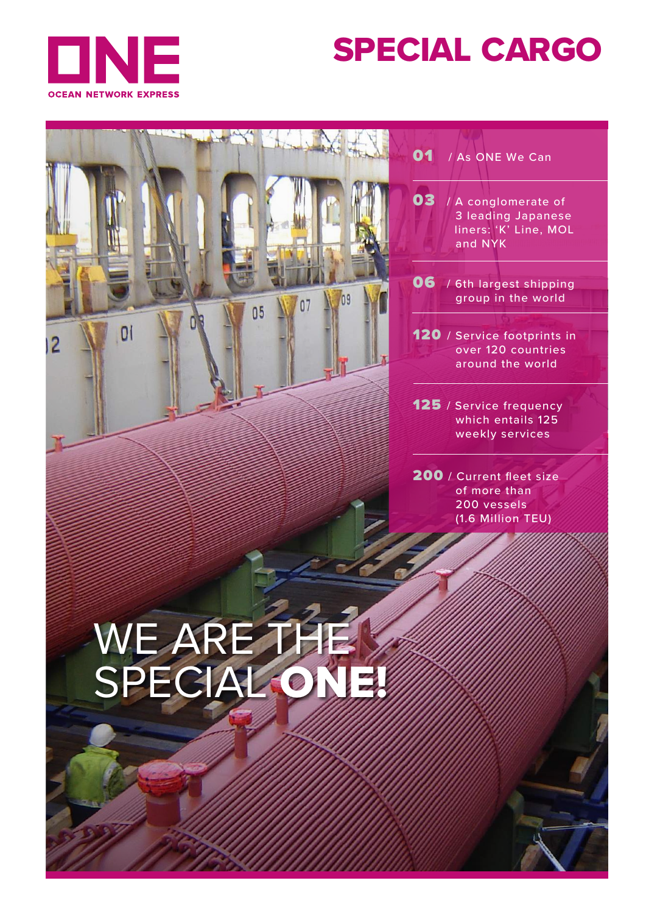# SPECIAL CARGO

ONE
OCEAN NETWORK EXPRESS

**01** / As ONE We Can

**03** / A conglomerate of 3 leading Japanese liners: 'K' Line, MOL and NYK

**06** / 6th largest shipping group in the world

**120** / Service footprints in over 120 countries around the world

**125** / Service frequency which entails 125 weekly services

**200** / Current fleet size of more than 200 vessels (1.6 Million TEU)

## WE ARE THE SPECIAL **ONE!**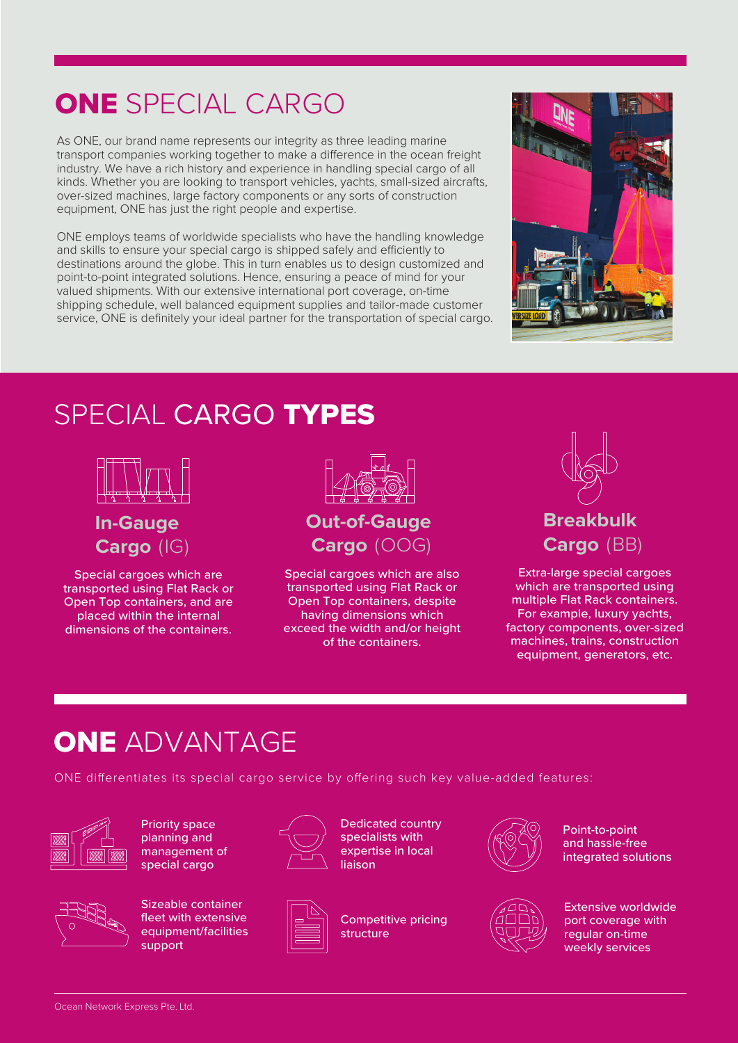# ONE SPECIAL CARGO

As ONE, our brand name represents our integrity as three leading marine transport companies working together to make a difference in the ocean freight industry. We have a rich history and experience in handling special cargo of all kinds. Whether you are looking to transport vehicles, yachts, small-sized aircrafts, over-sized machines, large factory components or any sorts of construction equipment, ONE has just the right people and expertise.

ONE employs teams of worldwide specialists who have the handling knowledge and skills to ensure your special cargo is shipped safely and efficiently to destinations around the globe. This in turn enables us to design customized and point-to-point integrated solutions. Hence, ensuring a peace of mind for your valued shipments. With our extensive international port coverage, on-time shipping schedule, well balanced equipment supplies and tailor-made customer service, ONE is definitely your ideal partner for the transportation of special cargo.

# SPECIAL CARGO TYPES

### In-Gauge Cargo (IG)

Special cargoes which are transported using Flat Rack or Open Top containers, and are placed within the internal dimensions of the containers.

### Out-of-Gauge Cargo (OOG)

Special cargoes which are also transported using Flat Rack or Open Top containers, despite having dimensions which exceed the width and/or height of the containers.

### Breakbulk Cargo (BB)

Extra-large special cargoes which are transported using multiple Flat Rack containers. For example, luxury yachts, factory components, over-sized machines, trains, construction equipment, generators, etc.

# ONE ADVANTAGE

ONE differentiates its special cargo service by offering such key value-added features:

- Priority space planning and management of special cargo
- Dedicated country specialists with expertise in local liaison
- Point-to-point and hassle-free integrated solutions
- Sizeable container fleet with extensive equipment/facilities support
- Competitive pricing structure
- Extensive worldwide port coverage with regular on-time weekly services

Ocean Network Express Pte. Ltd.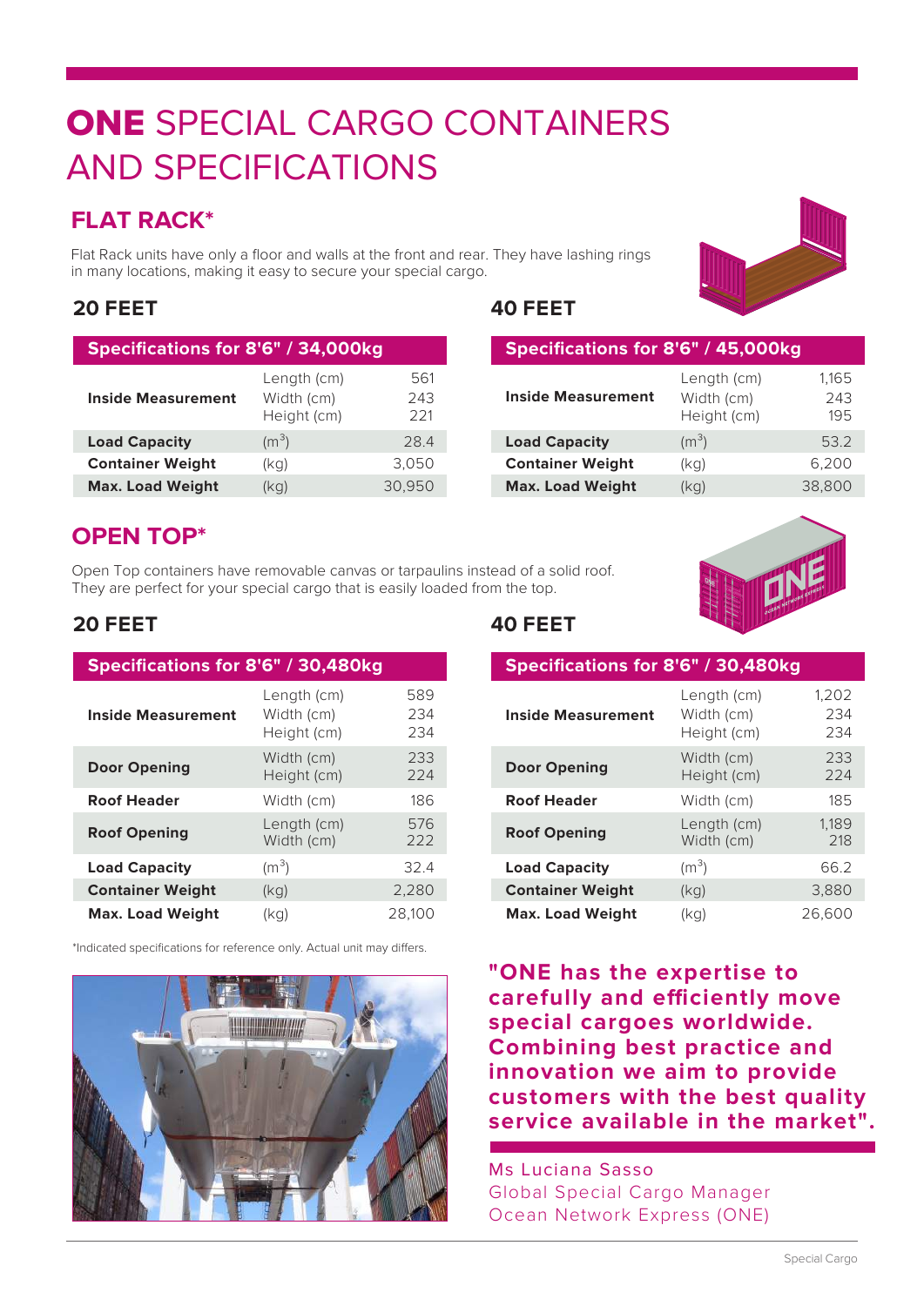# ONE SPECIAL CARGO CONTAINERS AND SPECIFICATIONS

## FLAT RACK*

Flat Rack units have only a floor and walls at the front and rear. They have lashing rings in many locations, making it easy to secure your special cargo.

### 20 FEET

| Specifications for 8'6" / 34,000kg | | |
|---|---|---|
| **Inside Measurement** | Length (cm)<br>Width (cm)<br>Height (cm) | 561<br>243<br>221 |
| **Load Capacity** | ($m^3$) | 28.4 |
| **Container Weight** | (kg) | 3,050 |
| **Max. Load Weight** | (kg) | 30,950 |

### 40 FEET

| Specifications for 8'6" / 45,000kg | | |
|---|---|---|
| **Inside Measurement** | Length (cm)<br>Width (cm)<br>Height (cm) | 1,165<br>243<br>195 |
| **Load Capacity** | ($m^3$) | 53.2 |
| **Container Weight** | (kg) | 6,200 |
| **Max. Load Weight** | (kg) | 38,800 |

## OPEN TOP*

Open Top containers have removable canvas or tarpaulins instead of a solid roof. They are perfect for your special cargo that is easily loaded from the top.

### 20 FEET

| Specifications for 8'6" / 30,480kg | | |
|---|---|---|
| **Inside Measurement** | Length (cm)<br>Width (cm)<br>Height (cm) | 589<br>234<br>234 |
| **Door Opening** | Width (cm)<br>Height (cm) | 233<br>224 |
| **Roof Header** | Width (cm) | 186 |
| **Roof Opening** | Length (cm)<br>Width (cm) | 576<br>222 |
| **Load Capacity** | ($m^3$) | 32.4 |
| **Container Weight** | (kg) | 2,280 |
| **Max. Load Weight** | (kg) | 28,100 |

### 40 FEET

| Specifications for 8'6" / 30,480kg | | |
|---|---|---|
| **Inside Measurement** | Length (cm)<br>Width (cm)<br>Height (cm) | 1,202<br>234<br>234 |
| **Door Opening** | Width (cm)<br>Height (cm) | 233<br>224 |
| **Roof Header** | Width (cm) | 185 |
| **Roof Opening** | Length (cm)<br>Width (cm) | 1,189<br>218 |
| **Load Capacity** | ($m^3$) | 66.2 |
| **Container Weight** | (kg) | 3,880 |
| **Max. Load Weight** | (kg) | 26,600 |

*Indicated specifications for reference only. Actual unit may differs.

**"ONE has the expertise to carefully and efficiently move special cargoes worldwide. Combining best practice and innovation we aim to provide customers with the best quality service available in the market".**

Ms Luciana Sasso
Global Special Cargo Manager
Ocean Network Express (ONE)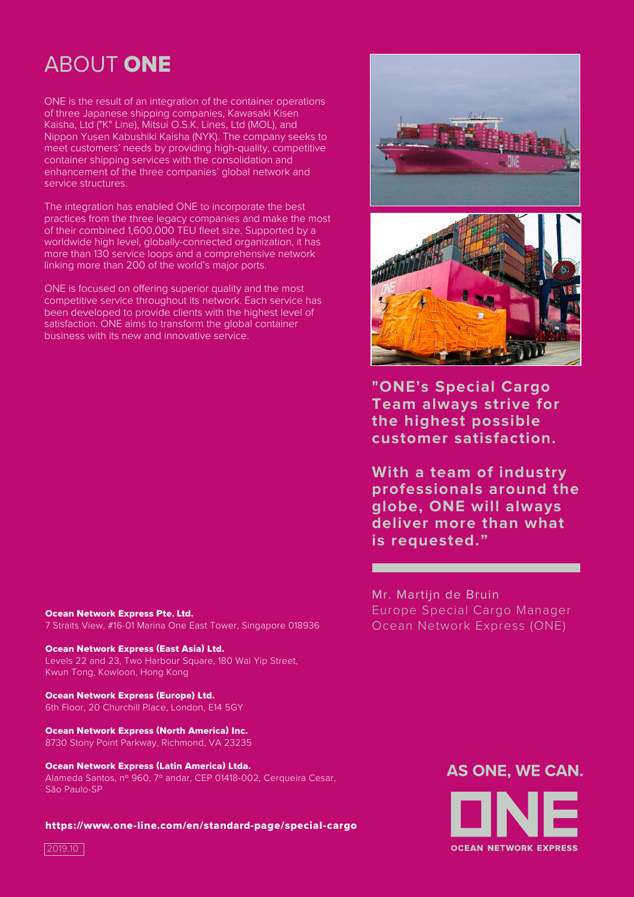# ABOUT **ONE**

ONE is the result of an integration of the container operations of three Japanese shipping companies, Kawasaki Kisen Kaisha, Ltd ("K" Line), Mitsui O.S.K. Lines, Ltd (MOL), and Nippon Yusen Kabushiki Kaisha (NYK). The company seeks to meet customers' needs by providing high-quality, competitive container shipping services with the consolidation and enhancement of the three companies' global network and service structures.

The integration has enabled ONE to incorporate the best practices from the three legacy companies and make the most of their combined 1,600,000 TEU fleet size. Supported by a worldwide high level, globally-connected organization, it has more than 130 service loops and a comprehensive network linking more than 200 of the world's major ports.

ONE is focused on offering superior quality and the most competitive service throughout its network. Each service has been developed to provide clients with the highest level of satisfaction. ONE aims to transform the global container business with its new and innovative service.

**"ONE's Special Cargo Team always strive for the highest possible customer satisfaction.**

**With a team of industry professionals around the globe, ONE will always deliver more than what is requested."**

Mr. Martijn de Bruin
Europe Special Cargo Manager
Ocean Network Express (ONE)

**Ocean Network Express Pte. Ltd.**
7 Straits View, #16-01 Marina One East Tower, Singapore 018936

**Ocean Network Express (East Asia) Ltd.**
Levels 22 and 23, Two Harbour Square, 180 Wai Yip Street, Kwun Tong, Kowloon, Hong Kong

**Ocean Network Express (Europe) Ltd.**
6th Floor, 20 Churchill Place, London, E14 5GY

**Ocean Network Express (North America) Inc.**
8730 Stony Point Parkway, Richmond, VA 23235

**Ocean Network Express (Latin America) Ltda.**
Alameda Santos, nº 960, 7º andar, CEP 01418-002, Cerqueira Cesar, São Paulo-SP

**https://www.one-line.com/en/standard-page/special-cargo**

**AS ONE, WE CAN.**

ONE
OCEAN NETWORK EXPRESS

2019.10